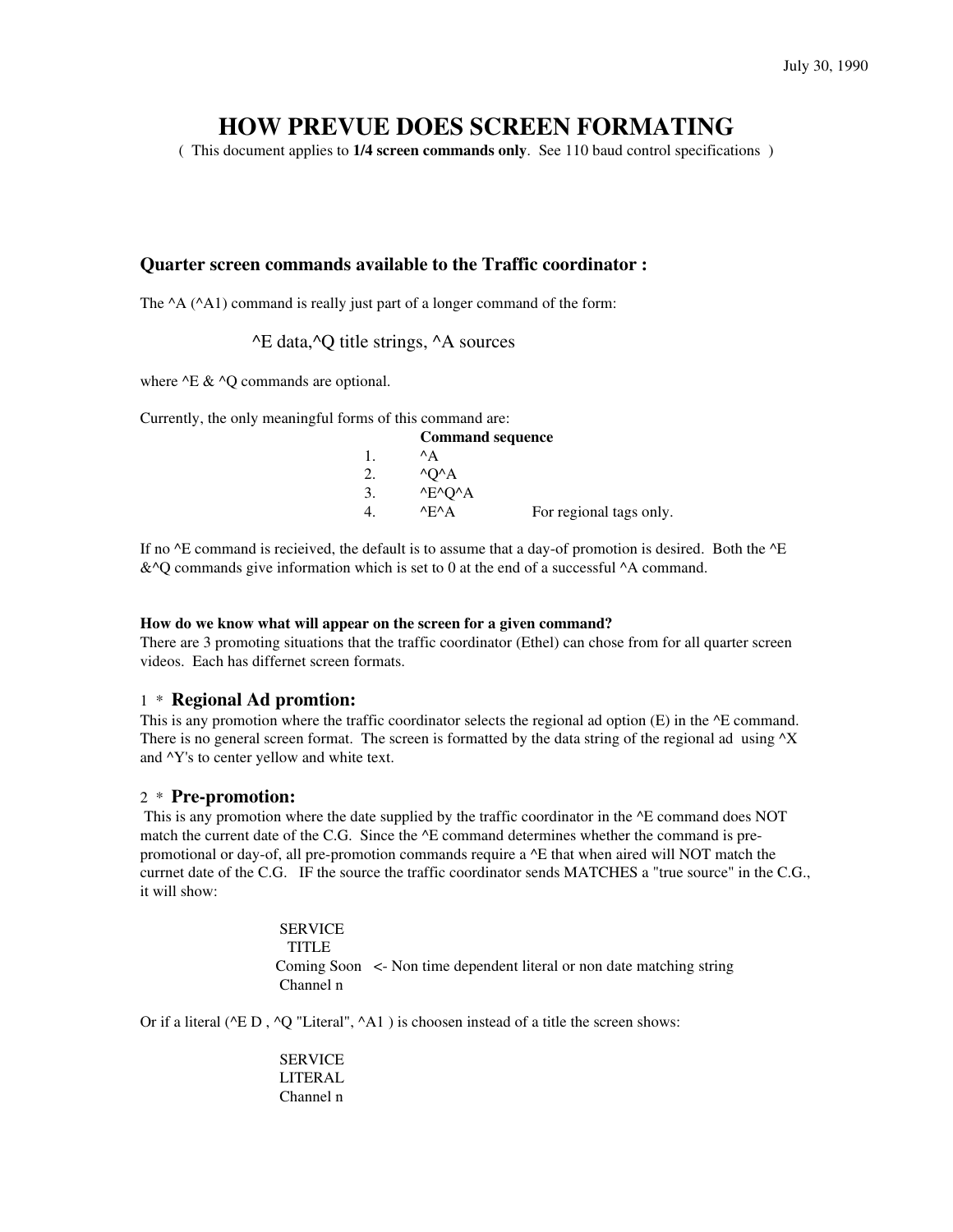July 30, 1990

# HOW PREVUE DOES SCREEN FORMATING

( This document applies to **1/4 screen commands only**. See 110 baud control specifications )

## Quarter screen commands available to the Traffic coordinator :

The ^A (^A1) command is really just part of a longer command of the form:

^E data,^Q title strings, ^A sources

where ^E & ^Q commands are optional.

Currently, the only meaningful forms of this command are:

| | Command sequence | |
|---|---|---|
| 1. | ^A | |
| 2. | ^Q^A | |
| 3. | ^E^Q^A | |
| 4. | ^E^A | For regional tags only. |

If no ^E command is recieived, the default is to assume that a day-of promotion is desired. Both the ^E &^Q commands give information which is set to 0 at the end of a successful ^A command.

**How do we know what will appear on the screen for a given command?**
There are 3 promoting situations that the traffic coordinator (Ethel) can chose from for all quarter screen videos. Each has differnet screen formats.

### 1 * Regional Ad promtion:

This is any promotion where the traffic coordinator selects the regional ad option (E) in the ^E command. There is no general screen format. The screen is formatted by the data string of the regional ad using ^X and ^Y's to center yellow and white text.

### 2 * Pre-promotion:

This is any promotion where the date supplied by the traffic coordinator in the ^E command does NOT match the current date of the C.G. Since the ^E command determines whether the command is pre-promotional or day-of, all pre-promotion commands require a ^E that when aired will NOT match the currnet date of the C.G. IF the source the traffic coordinator sends MATCHES a "true source" in the C.G., it will show:

```
SERVICE
  TITLE
Coming Soon   <- Non time dependent literal or non date matching string
Channel n
```

Or if a literal (^E D , ^Q "Literal", ^A1 ) is choosen instead of a title the screen shows:

```
SERVICE
LITERAL
Channel n
```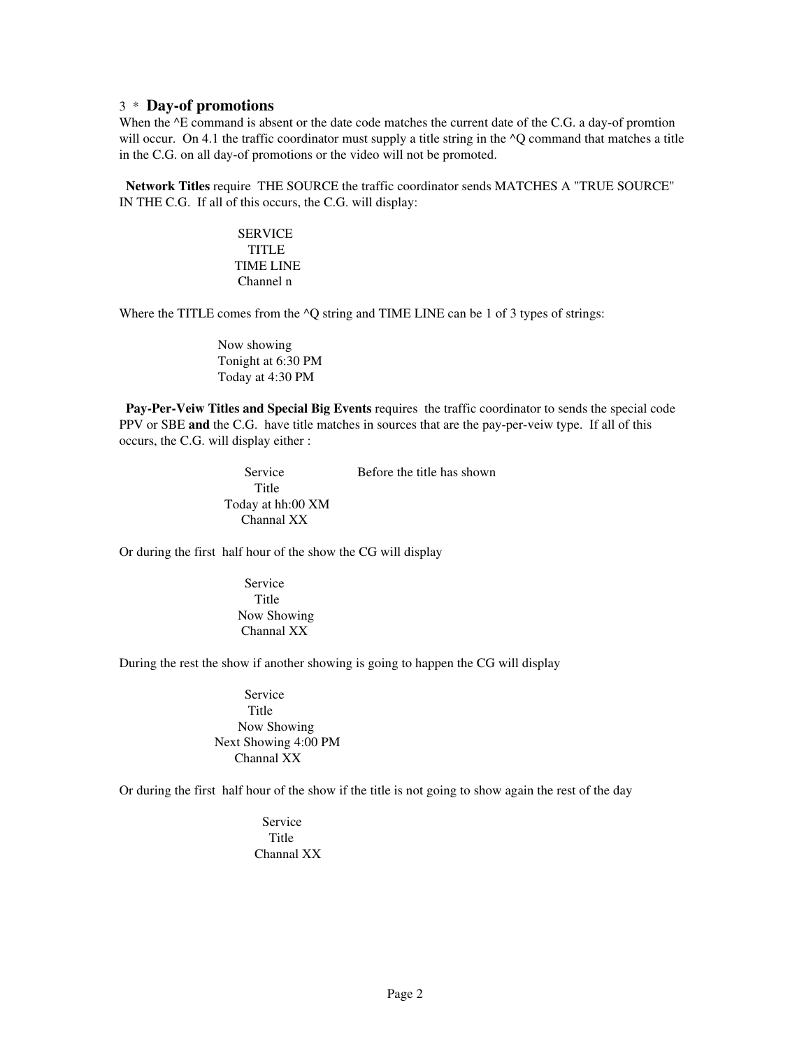### 3 * Day-of promotions

When the ^E command is absent or the date code matches the current date of the C.G. a day-of promtion will occur. On 4.1 the traffic coordinator must supply a title string in the ^Q command that matches a title in the C.G. on all day-of promotions or the video will not be promoted.

**Network Titles** require THE SOURCE the traffic coordinator sends MATCHES A "TRUE SOURCE" IN THE C.G. If all of this occurs, the C.G. will display:

SERVICE
TITLE
TIME LINE
Channel n

Where the TITLE comes from the ^Q string and TIME LINE can be 1 of 3 types of strings:

Now showing
Tonight at 6:30 PM
Today at 4:30 PM

**Pay-Per-Veiw Titles and Special Big Events** requires the traffic coordinator to sends the special code PPV or SBE **and** the C.G. have title matches in sources that are the pay-per-veiw type. If all of this occurs, the C.G. will display either :

Service — Before the title has shown
Title
Today at hh:00 XM
Channal XX

Or during the first half hour of the show the CG will display

Service
Title
Now Showing
Channal XX

During the rest the show if another showing is going to happen the CG will display

Service
Title
Now Showing
Next Showing 4:00 PM
Channal XX

Or during the first half hour of the show if the title is not going to show again the rest of the day

Service
Title
Channal XX